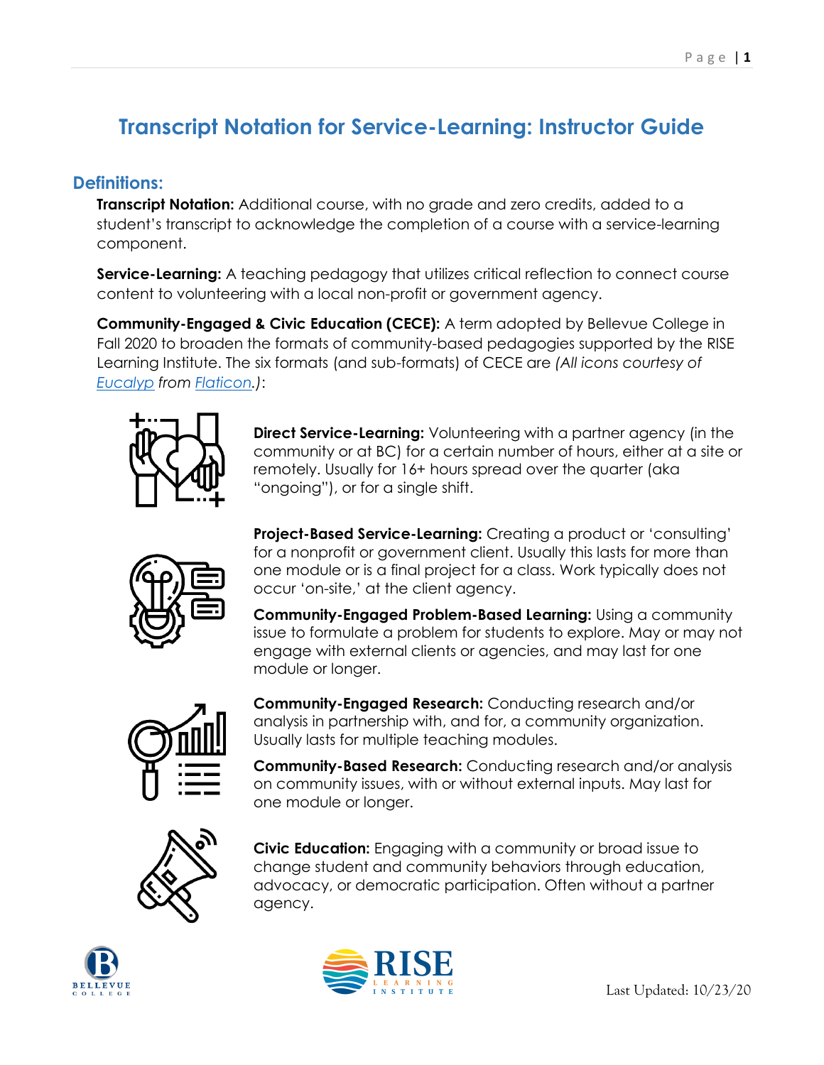# Transcript Notation for Service-Learning: Instructor Guide

## Definitions:

**Transcript Notation:** Additional course, with no grade and zero credits, added to a student's transcript to acknowledge the completion of a course with a service-learning component.

**Service-Learning:** A teaching pedagogy that utilizes critical reflection to connect course content to volunteering with a local non-profit or government agency.

**Community-Engaged & Civic Education (CECE):** A term adopted by Bellevue College in Fall 2020 to broaden the formats of community-based pedagogies supported by the RISE Learning Institute. The six formats (and sub-formats) of CECE are *(All icons courtesy of Eucalyp from Flaticon.)*:

**Direct Service-Learning:** Volunteering with a partner agency (in the community or at BC) for a certain number of hours, either at a site or remotely. Usually for 16+ hours spread over the quarter (aka "ongoing"), or for a single shift.

**Project-Based Service-Learning:** Creating a product or 'consulting' for a nonprofit or government client. Usually this lasts for more than one module or is a final project for a class. Work typically does not occur 'on-site,' at the client agency.

**Community-Engaged Problem-Based Learning:** Using a community issue to formulate a problem for students to explore. May or may not engage with external clients or agencies, and may last for one module or longer.

**Community-Engaged Research:** Conducting research and/or analysis in partnership with, and for, a community organization. Usually lasts for multiple teaching modules.

**Community-Based Research:** Conducting research and/or analysis on community issues, with or without external inputs. May last for one module or longer.

**Civic Education:** Engaging with a community or broad issue to change student and community behaviors through education, advocacy, or democratic participation. Often without a partner agency.

Last Updated: 10/23/20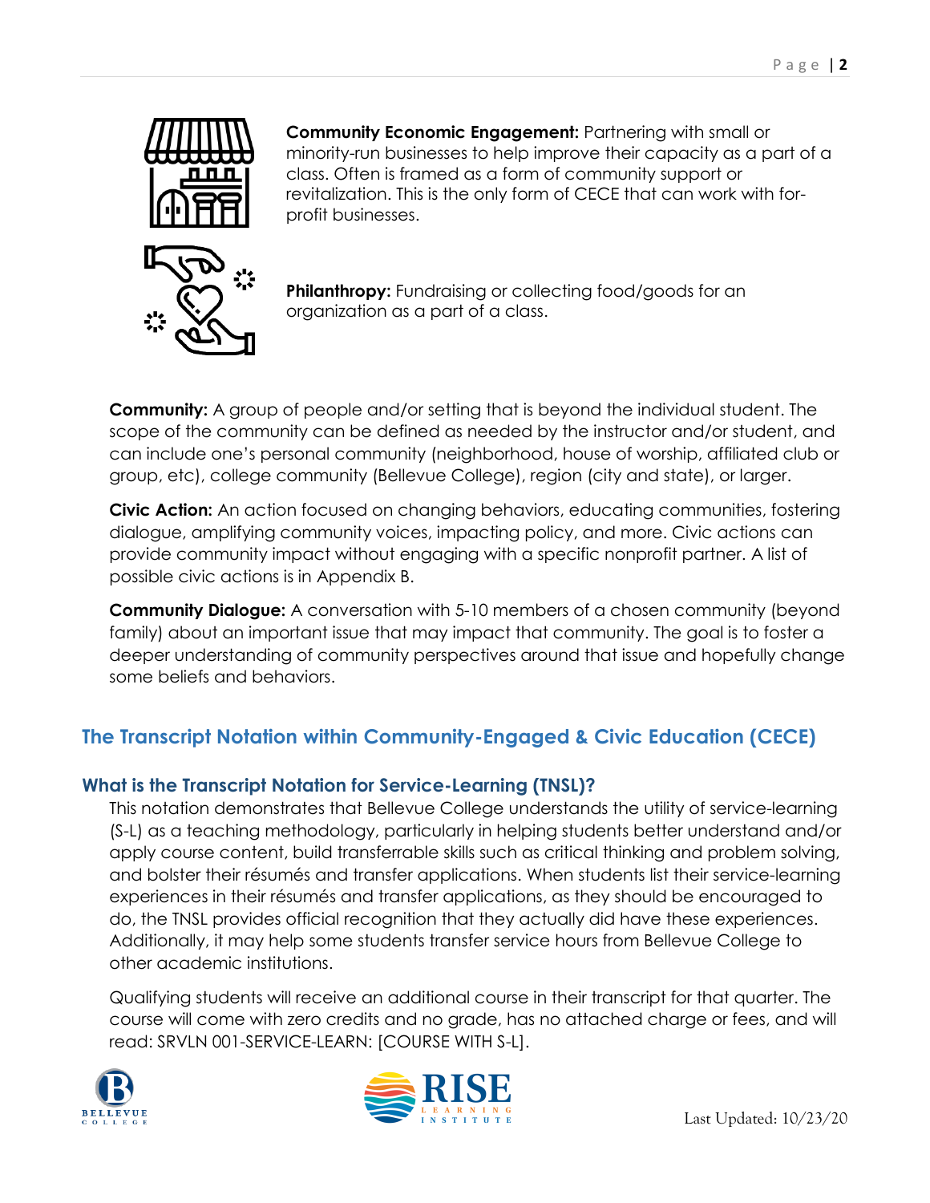**Community Economic Engagement:** Partnering with small or minority-run businesses to help improve their capacity as a part of a class. Often is framed as a form of community support or revitalization. This is the only form of CECE that can work with for-profit businesses.

**Philanthropy:** Fundraising or collecting food/goods for an organization as a part of a class.

**Community:** A group of people and/or setting that is beyond the individual student. The scope of the community can be defined as needed by the instructor and/or student, and can include one's personal community (neighborhood, house of worship, affiliated club or group, etc), college community (Bellevue College), region (city and state), or larger.

**Civic Action:** An action focused on changing behaviors, educating communities, fostering dialogue, amplifying community voices, impacting policy, and more. Civic actions can provide community impact without engaging with a specific nonprofit partner. A list of possible civic actions is in Appendix B.

**Community Dialogue:** A conversation with 5-10 members of a chosen community (beyond family) about an important issue that may impact that community. The goal is to foster a deeper understanding of community perspectives around that issue and hopefully change some beliefs and behaviors.

## The Transcript Notation within Community-Engaged & Civic Education (CECE)

### What is the Transcript Notation for Service-Learning (TNSL)?

This notation demonstrates that Bellevue College understands the utility of service-learning (S-L) as a teaching methodology, particularly in helping students better understand and/or apply course content, build transferrable skills such as critical thinking and problem solving, and bolster their résumés and transfer applications. When students list their service-learning experiences in their résumés and transfer applications, as they should be encouraged to do, the TNSL provides official recognition that they actually did have these experiences. Additionally, it may help some students transfer service hours from Bellevue College to other academic institutions.

Qualifying students will receive an additional course in their transcript for that quarter. The course will come with zero credits and no grade, has no attached charge or fees, and will read: SRVLN 001-SERVICE-LEARN: [COURSE WITH S-L].

Last Updated: 10/23/20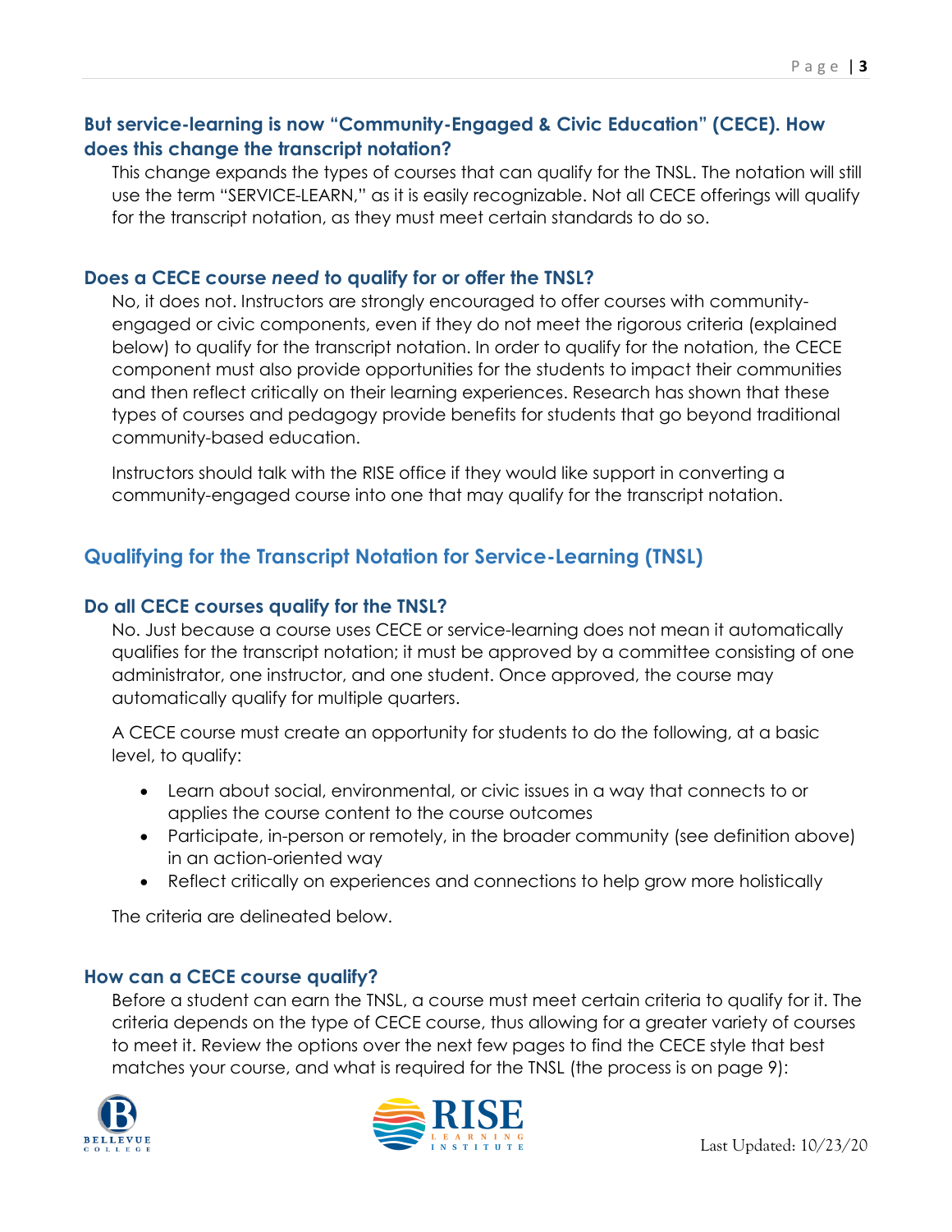### But service-learning is now "Community-Engaged & Civic Education" (CECE). How does this change the transcript notation?

This change expands the types of courses that can qualify for the TNSL. The notation will still use the term "SERVICE-LEARN," as it is easily recognizable. Not all CECE offerings will qualify for the transcript notation, as they must meet certain standards to do so.

### Does a CECE course *need* to qualify for or offer the TNSL?

No, it does not. Instructors are strongly encouraged to offer courses with community-engaged or civic components, even if they do not meet the rigorous criteria (explained below) to qualify for the transcript notation. In order to qualify for the notation, the CECE component must also provide opportunities for the students to impact their communities and then reflect critically on their learning experiences. Research has shown that these types of courses and pedagogy provide benefits for students that go beyond traditional community-based education.

Instructors should talk with the RISE office if they would like support in converting a community-engaged course into one that may qualify for the transcript notation.

## Qualifying for the Transcript Notation for Service-Learning (TNSL)

### Do all CECE courses qualify for the TNSL?

No. Just because a course uses CECE or service-learning does not mean it automatically qualifies for the transcript notation; it must be approved by a committee consisting of one administrator, one instructor, and one student. Once approved, the course may automatically qualify for multiple quarters.

A CECE course must create an opportunity for students to do the following, at a basic level, to qualify:

- Learn about social, environmental, or civic issues in a way that connects to or applies the course content to the course outcomes
- Participate, in-person or remotely, in the broader community (see definition above) in an action-oriented way
- Reflect critically on experiences and connections to help grow more holistically

The criteria are delineated below.

### How can a CECE course qualify?

Before a student can earn the TNSL, a course must meet certain criteria to qualify for it. The criteria depends on the type of CECE course, thus allowing for a greater variety of courses to meet it. Review the options over the next few pages to find the CECE style that best matches your course, and what is required for the TNSL (the process is on page 9):

Last Updated: 10/23/20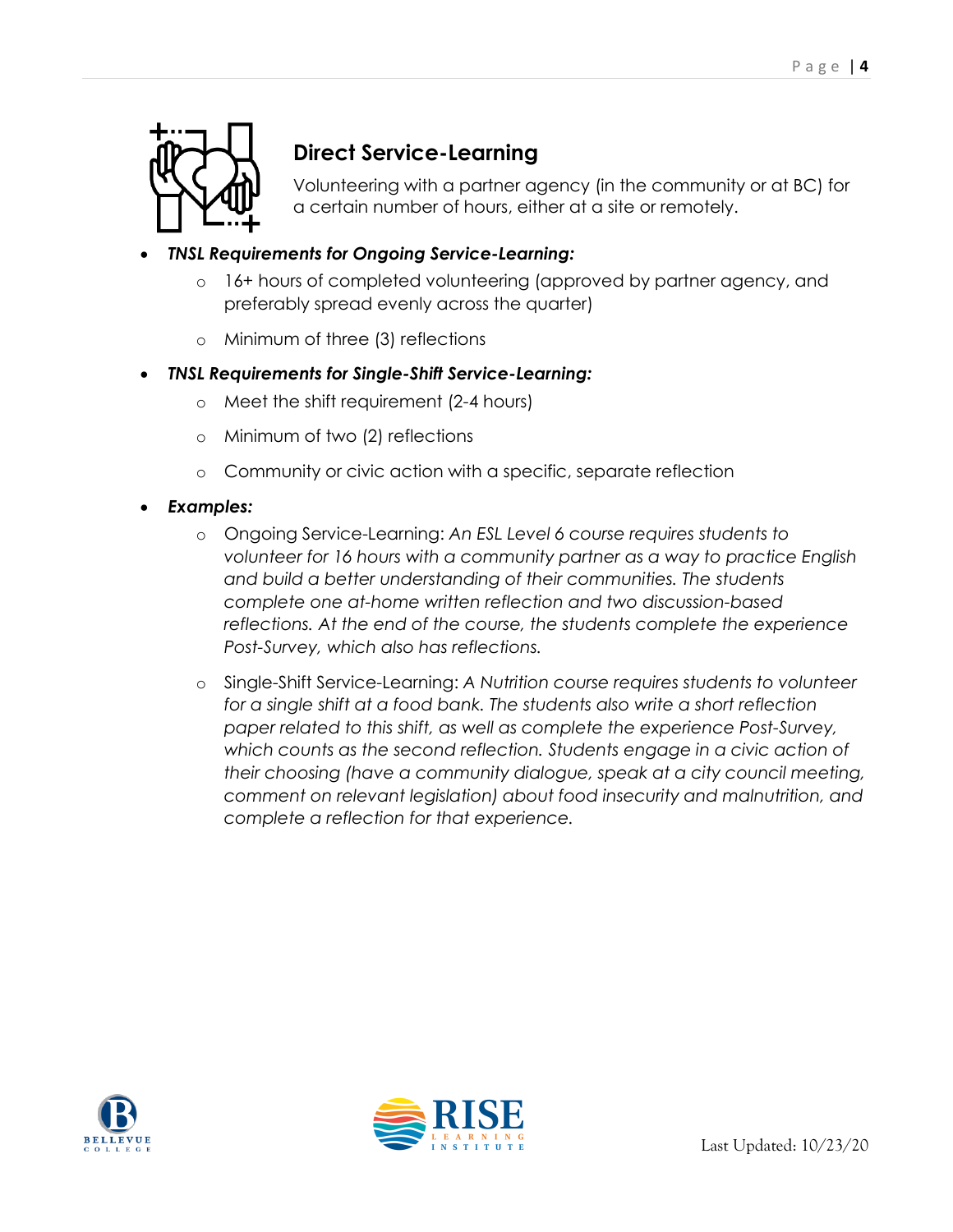## Direct Service-Learning

Volunteering with a partner agency (in the community or at BC) for a certain number of hours, either at a site or remotely.

- ***TNSL Requirements for Ongoing Service-Learning:***
  - 16+ hours of completed volunteering (approved by partner agency, and preferably spread evenly across the quarter)
  - Minimum of three (3) reflections
- ***TNSL Requirements for Single-Shift Service-Learning:***
  - Meet the shift requirement (2-4 hours)
  - Minimum of two (2) reflections
  - Community or civic action with a specific, separate reflection
- ***Examples:***
  - Ongoing Service-Learning: *An ESL Level 6 course requires students to volunteer for 16 hours with a community partner as a way to practice English and build a better understanding of their communities. The students complete one at-home written reflection and two discussion-based reflections. At the end of the course, the students complete the experience Post-Survey, which also has reflections.*
  - Single-Shift Service-Learning: *A Nutrition course requires students to volunteer for a single shift at a food bank. The students also write a short reflection paper related to this shift, as well as complete the experience Post-Survey, which counts as the second reflection. Students engage in a civic action of their choosing (have a community dialogue, speak at a city council meeting, comment on relevant legislation) about food insecurity and malnutrition, and complete a reflection for that experience.*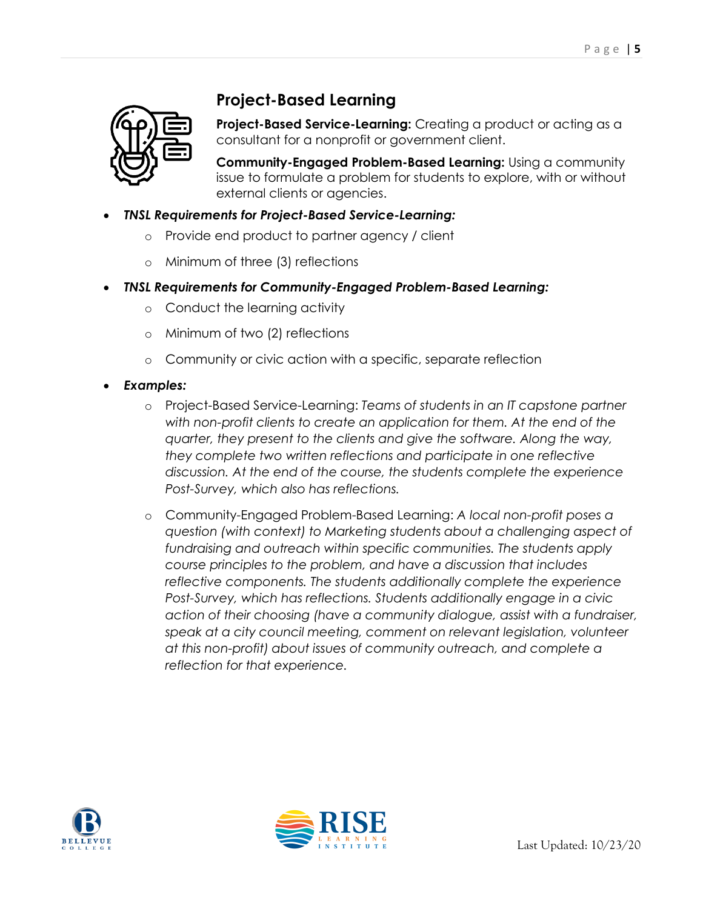## Project-Based Learning

**Project-Based Service-Learning:** Creating a product or acting as a consultant for a nonprofit or government client.

**Community-Engaged Problem-Based Learning:** Using a community issue to formulate a problem for students to explore, with or without external clients or agencies.

- ***TNSL Requirements for Project-Based Service-Learning:***
  - Provide end product to partner agency / client
  - Minimum of three (3) reflections
- ***TNSL Requirements for Community-Engaged Problem-Based Learning:***
  - Conduct the learning activity
  - Minimum of two (2) reflections
  - Community or civic action with a specific, separate reflection
- ***Examples:***
  - Project-Based Service-Learning: *Teams of students in an IT capstone partner with non-profit clients to create an application for them. At the end of the quarter, they present to the clients and give the software. Along the way, they complete two written reflections and participate in one reflective discussion. At the end of the course, the students complete the experience Post-Survey, which also has reflections.*
  - Community-Engaged Problem-Based Learning: *A local non-profit poses a question (with context) to Marketing students about a challenging aspect of fundraising and outreach within specific communities. The students apply course principles to the problem, and have a discussion that includes reflective components. The students additionally complete the experience Post-Survey, which has reflections. Students additionally engage in a civic action of their choosing (have a community dialogue, assist with a fundraiser, speak at a city council meeting, comment on relevant legislation, volunteer at this non-profit) about issues of community outreach, and complete a reflection for that experience.*

Last Updated: 10/23/20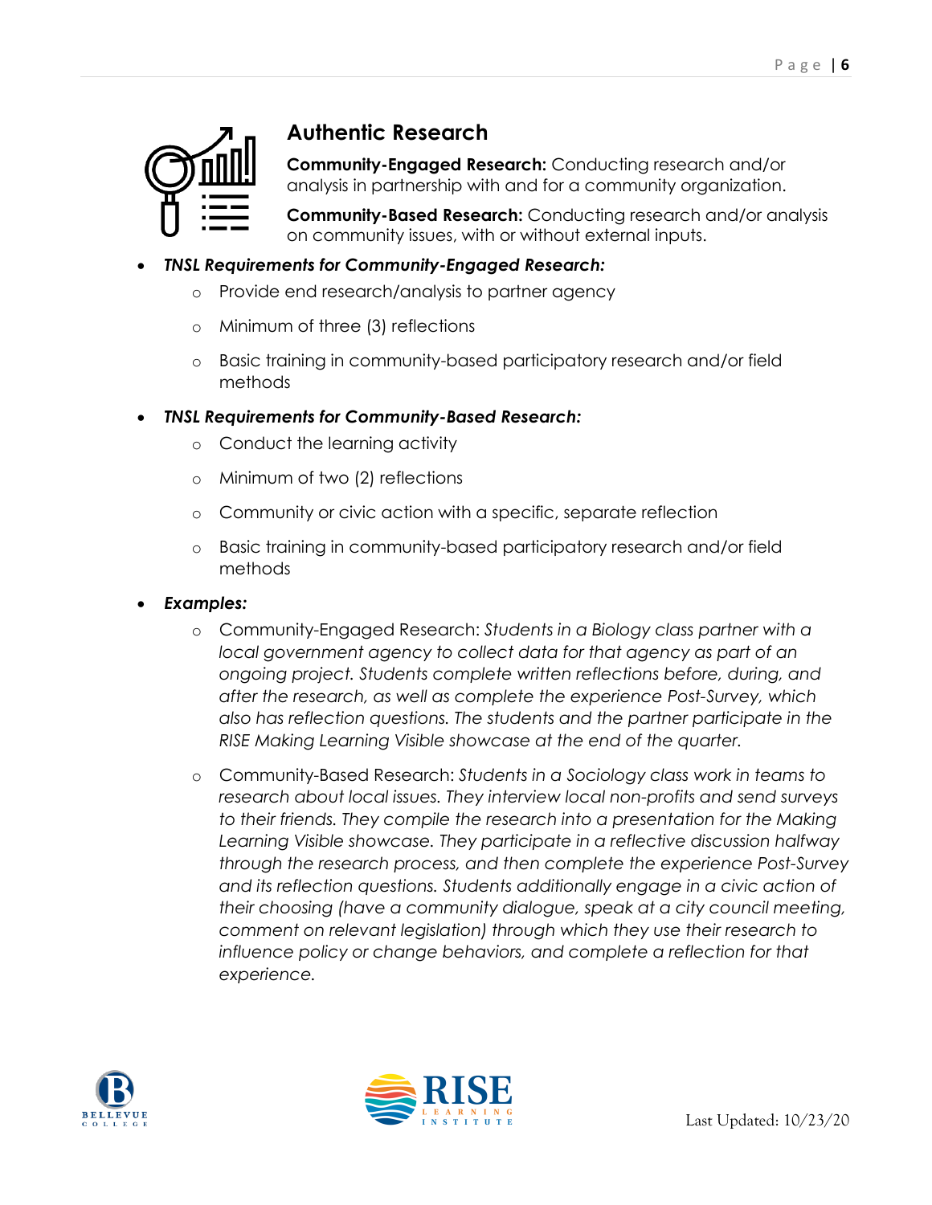## Authentic Research

**Community-Engaged Research:** Conducting research and/or analysis in partnership with and for a community organization.

**Community-Based Research:** Conducting research and/or analysis on community issues, with or without external inputs.

- ***TNSL Requirements for Community-Engaged Research:***
  - Provide end research/analysis to partner agency
  - Minimum of three (3) reflections
  - Basic training in community-based participatory research and/or field methods
- ***TNSL Requirements for Community-Based Research:***
  - Conduct the learning activity
  - Minimum of two (2) reflections
  - Community or civic action with a specific, separate reflection
  - Basic training in community-based participatory research and/or field methods
- ***Examples:***
  - Community-Engaged Research: *Students in a Biology class partner with a local government agency to collect data for that agency as part of an ongoing project. Students complete written reflections before, during, and after the research, as well as complete the experience Post-Survey, which also has reflection questions. The students and the partner participate in the RISE Making Learning Visible showcase at the end of the quarter.*
  - Community-Based Research: *Students in a Sociology class work in teams to research about local issues. They interview local non-profits and send surveys to their friends. They compile the research into a presentation for the Making Learning Visible showcase. They participate in a reflective discussion halfway through the research process, and then complete the experience Post-Survey and its reflection questions. Students additionally engage in a civic action of their choosing (have a community dialogue, speak at a city council meeting, comment on relevant legislation) through which they use their research to influence policy or change behaviors, and complete a reflection for that experience.*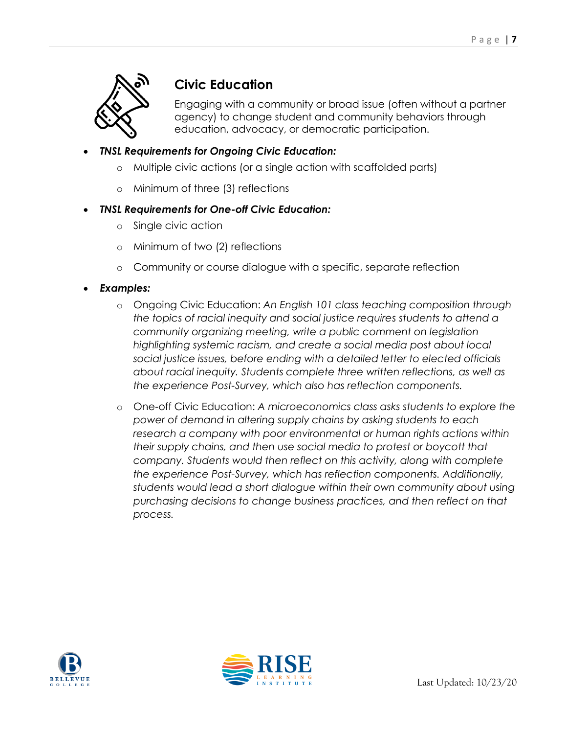## Civic Education

Engaging with a community or broad issue (often without a partner agency) to change student and community behaviors through education, advocacy, or democratic participation.

- ***TNSL Requirements for Ongoing Civic Education:***
  - Multiple civic actions (or a single action with scaffolded parts)
  - Minimum of three (3) reflections
- ***TNSL Requirements for One-off Civic Education:***
  - Single civic action
  - Minimum of two (2) reflections
  - Community or course dialogue with a specific, separate reflection
- ***Examples:***
  - Ongoing Civic Education: *An English 101 class teaching composition through the topics of racial inequity and social justice requires students to attend a community organizing meeting, write a public comment on legislation highlighting systemic racism, and create a social media post about local social justice issues, before ending with a detailed letter to elected officials about racial inequity. Students complete three written reflections, as well as the experience Post-Survey, which also has reflection components.*
  - One-off Civic Education: *A microeconomics class asks students to explore the power of demand in altering supply chains by asking students to each research a company with poor environmental or human rights actions within their supply chains, and then use social media to protest or boycott that company. Students would then reflect on this activity, along with complete the experience Post-Survey, which has reflection components. Additionally, students would lead a short dialogue within their own community about using purchasing decisions to change business practices, and then reflect on that process.*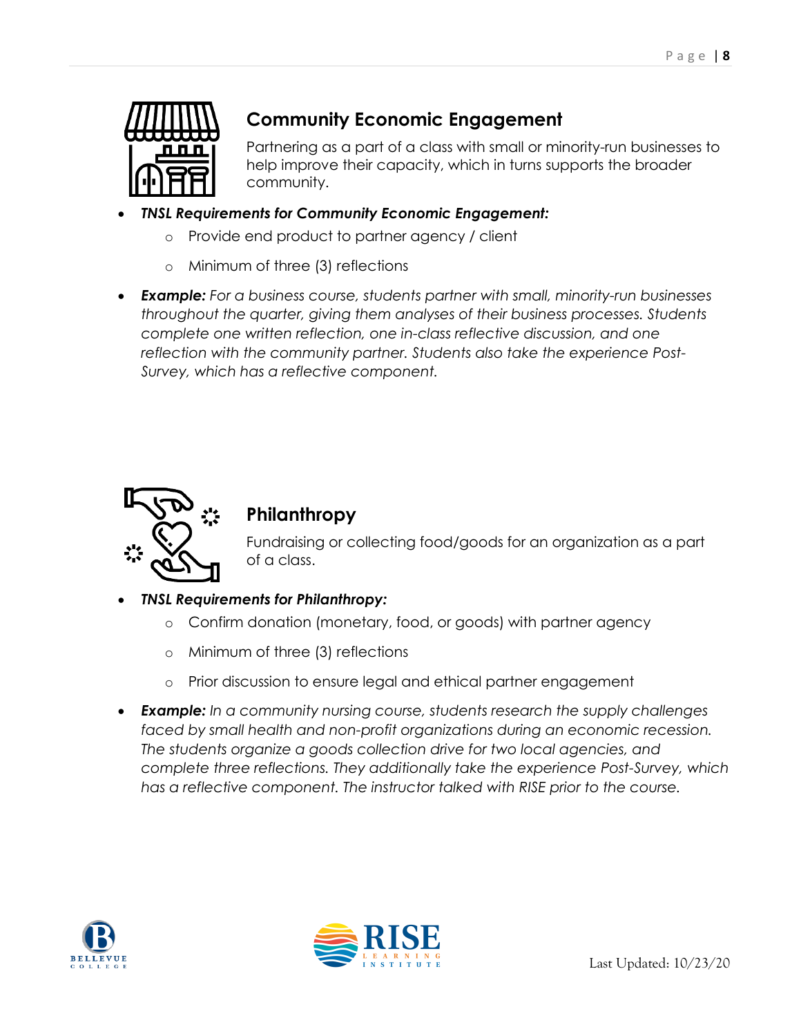## Community Economic Engagement

Partnering as a part of a class with small or minority-run businesses to help improve their capacity, which in turns supports the broader community.

- ***TNSL Requirements for Community Economic Engagement:***
  - Provide end product to partner agency / client
  - Minimum of three (3) reflections
- ***Example:*** *For a business course, students partner with small, minority-run businesses throughout the quarter, giving them analyses of their business processes. Students complete one written reflection, one in-class reflective discussion, and one reflection with the community partner. Students also take the experience Post-Survey, which has a reflective component.*

## Philanthropy

Fundraising or collecting food/goods for an organization as a part of a class.

- ***TNSL Requirements for Philanthropy:***
  - Confirm donation (monetary, food, or goods) with partner agency
  - Minimum of three (3) reflections
  - Prior discussion to ensure legal and ethical partner engagement
- ***Example:*** *In a community nursing course, students research the supply challenges faced by small health and non-profit organizations during an economic recession. The students organize a goods collection drive for two local agencies, and complete three reflections. They additionally take the experience Post-Survey, which has a reflective component. The instructor talked with RISE prior to the course.*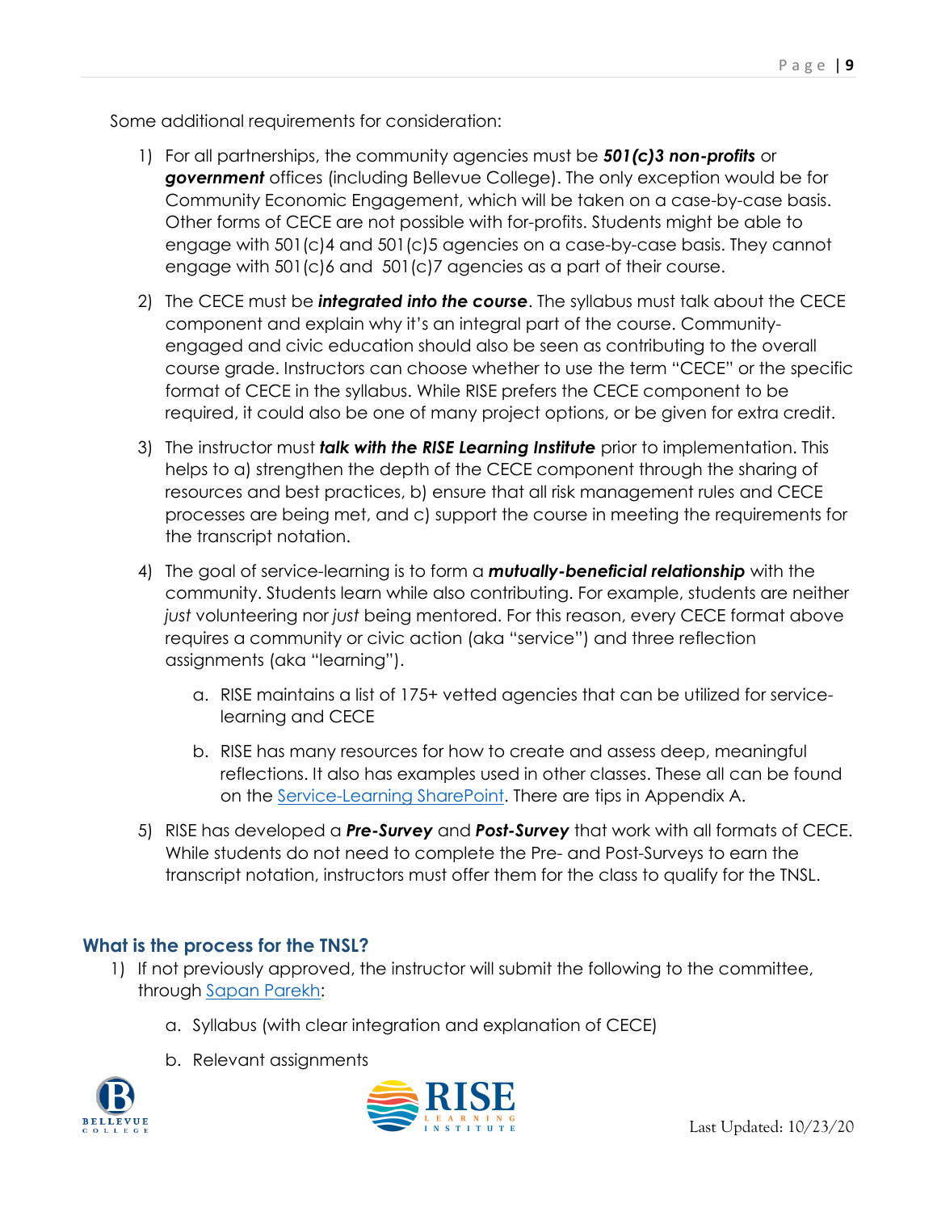Some additional requirements for consideration:

1) For all partnerships, the community agencies must be ***501(c)3 non-profits*** or ***government*** offices (including Bellevue College). The only exception would be for Community Economic Engagement, which will be taken on a case-by-case basis. Other forms of CECE are not possible with for-profits. Students might be able to engage with 501(c)4 and 501(c)5 agencies on a case-by-case basis. They cannot engage with 501(c)6 and 501(c)7 agencies as a part of their course.

2) The CECE must be ***integrated into the course***. The syllabus must talk about the CECE component and explain why it's an integral part of the course. Community-engaged and civic education should also be seen as contributing to the overall course grade. Instructors can choose whether to use the term "CECE" or the specific format of CECE in the syllabus. While RISE prefers the CECE component to be required, it could also be one of many project options, or be given for extra credit.

3) The instructor must ***talk with the RISE Learning Institute*** prior to implementation. This helps to a) strengthen the depth of the CECE component through the sharing of resources and best practices, b) ensure that all risk management rules and CECE processes are being met, and c) support the course in meeting the requirements for the transcript notation.

4) The goal of service-learning is to form a ***mutually-beneficial relationship*** with the community. Students learn while also contributing. For example, students are neither *just* volunteering nor *just* being mentored. For this reason, every CECE format above requires a community or civic action (aka "service") and three reflection assignments (aka "learning").

   a. RISE maintains a list of 175+ vetted agencies that can be utilized for service-learning and CECE

   b. RISE has many resources for how to create and assess deep, meaningful reflections. It also has examples used in other classes. These all can be found on the [Service-Learning SharePoint](). There are tips in Appendix A.

5) RISE has developed a ***Pre-Survey*** and ***Post-Survey*** that work with all formats of CECE. While students do not need to complete the Pre- and Post-Surveys to earn the transcript notation, instructors must offer them for the class to qualify for the TNSL.

## What is the process for the TNSL?

1) If not previously approved, the instructor will submit the following to the committee, through [Sapan Parekh]():

   a. Syllabus (with clear integration and explanation of CECE)

   b. Relevant assignments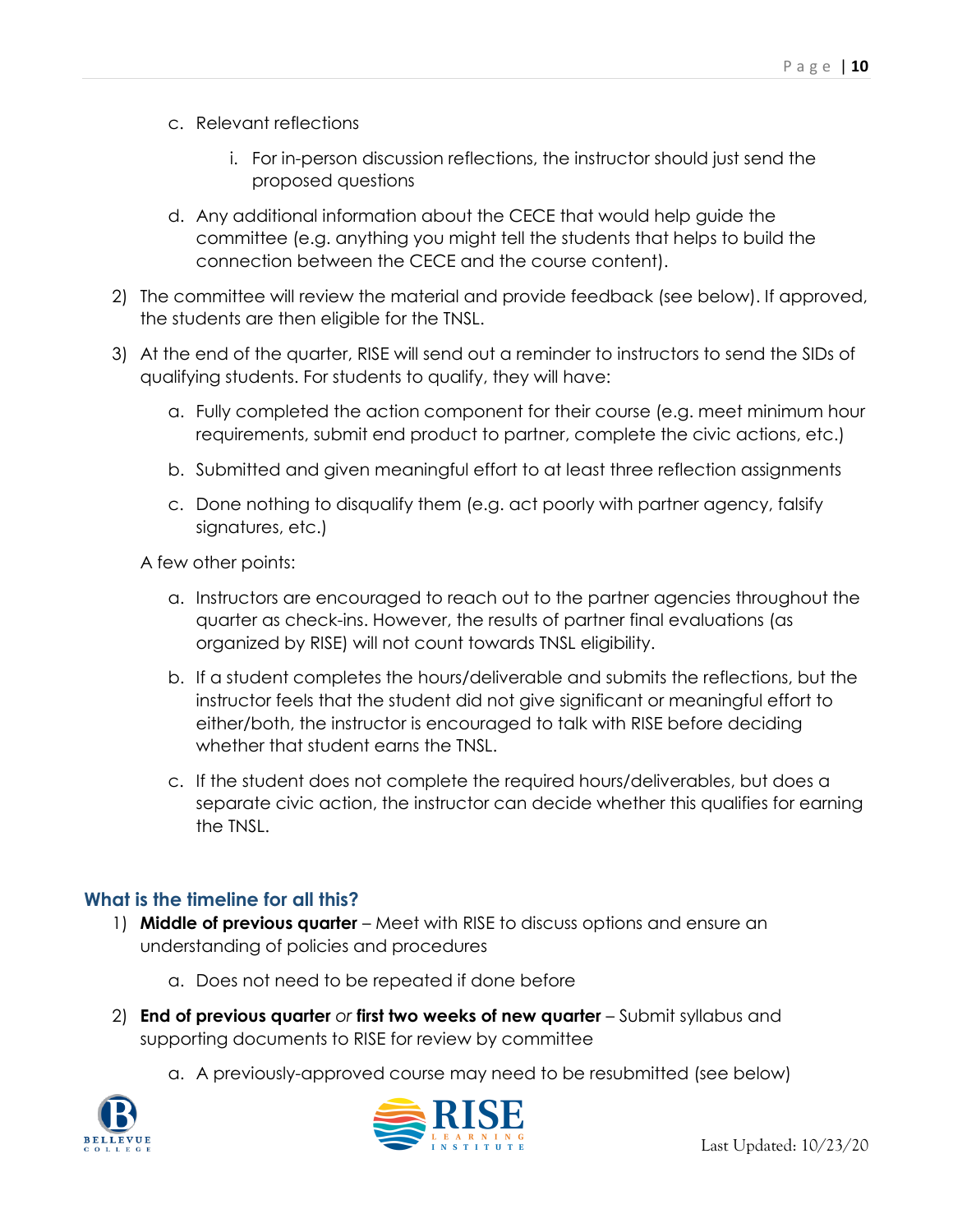c. Relevant reflections

   i. For in-person discussion reflections, the instructor should just send the proposed questions

d. Any additional information about the CECE that would help guide the committee (e.g. anything you might tell the students that helps to build the connection between the CECE and the course content).

2) The committee will review the material and provide feedback (see below). If approved, the students are then eligible for the TNSL.

3) At the end of the quarter, RISE will send out a reminder to instructors to send the SIDs of qualifying students. For students to qualify, they will have:

   a. Fully completed the action component for their course (e.g. meet minimum hour requirements, submit end product to partner, complete the civic actions, etc.)

   b. Submitted and given meaningful effort to at least three reflection assignments

   c. Done nothing to disqualify them (e.g. act poorly with partner agency, falsify signatures, etc.)

A few other points:

   a. Instructors are encouraged to reach out to the partner agencies throughout the quarter as check-ins. However, the results of partner final evaluations (as organized by RISE) will not count towards TNSL eligibility.

   b. If a student completes the hours/deliverable and submits the reflections, but the instructor feels that the student did not give significant or meaningful effort to either/both, the instructor is encouraged to talk with RISE before deciding whether that student earns the TNSL.

   c. If the student does not complete the required hours/deliverables, but does a separate civic action, the instructor can decide whether this qualifies for earning the TNSL.

### What is the timeline for all this?

1) **Middle of previous quarter** – Meet with RISE to discuss options and ensure an understanding of policies and procedures

   a. Does not need to be repeated if done before

2) **End of previous quarter** *or* **first two weeks of new quarter** – Submit syllabus and supporting documents to RISE for review by committee

   a. A previously-approved course may need to be resubmitted (see below)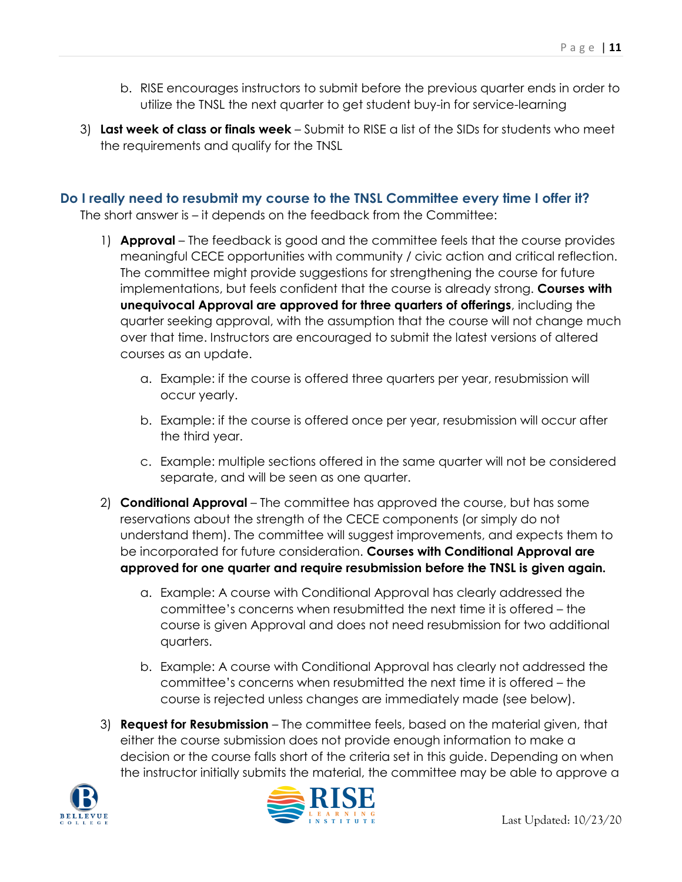b. RISE encourages instructors to submit before the previous quarter ends in order to utilize the TNSL the next quarter to get student buy-in for service-learning

3) **Last week of class or finals week** – Submit to RISE a list of the SIDs for students who meet the requirements and qualify for the TNSL

## Do I really need to resubmit my course to the TNSL Committee every time I offer it?

The short answer is – it depends on the feedback from the Committee:

1) **Approval** – The feedback is good and the committee feels that the course provides meaningful CECE opportunities with community / civic action and critical reflection. The committee might provide suggestions for strengthening the course for future implementations, but feels confident that the course is already strong. **Courses with unequivocal Approval are approved for three quarters of offerings**, including the quarter seeking approval, with the assumption that the course will not change much over that time. Instructors are encouraged to submit the latest versions of altered courses as an update.

   a. Example: if the course is offered three quarters per year, resubmission will occur yearly.

   b. Example: if the course is offered once per year, resubmission will occur after the third year.

   c. Example: multiple sections offered in the same quarter will not be considered separate, and will be seen as one quarter.

2) **Conditional Approval** – The committee has approved the course, but has some reservations about the strength of the CECE components (or simply do not understand them). The committee will suggest improvements, and expects them to be incorporated for future consideration. **Courses with Conditional Approval are approved for one quarter and require resubmission before the TNSL is given again.**

   a. Example: A course with Conditional Approval has clearly addressed the committee's concerns when resubmitted the next time it is offered – the course is given Approval and does not need resubmission for two additional quarters.

   b. Example: A course with Conditional Approval has clearly not addressed the committee's concerns when resubmitted the next time it is offered – the course is rejected unless changes are immediately made (see below).

3) **Request for Resubmission** – The committee feels, based on the material given, that either the course submission does not provide enough information to make a decision or the course falls short of the criteria set in this guide. Depending on when the instructor initially submits the material, the committee may be able to approve a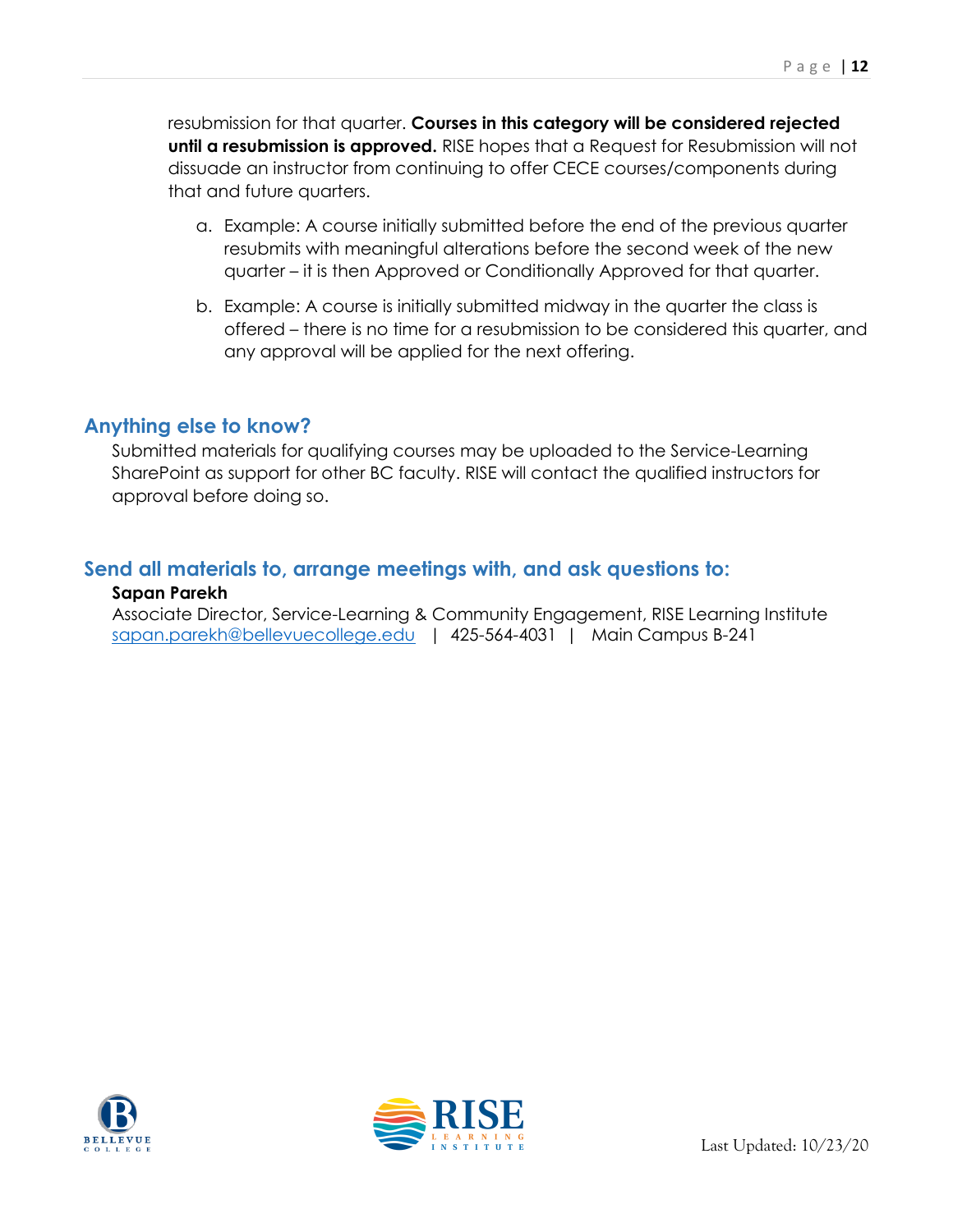resubmission for that quarter. **Courses in this category will be considered rejected until a resubmission is approved.** RISE hopes that a Request for Resubmission will not dissuade an instructor from continuing to offer CECE courses/components during that and future quarters.

a. Example: A course initially submitted before the end of the previous quarter resubmits with meaningful alterations before the second week of the new quarter – it is then Approved or Conditionally Approved for that quarter.

b. Example: A course is initially submitted midway in the quarter the class is offered – there is no time for a resubmission to be considered this quarter, and any approval will be applied for the next offering.

## Anything else to know?

Submitted materials for qualifying courses may be uploaded to the Service-Learning SharePoint as support for other BC faculty. RISE will contact the qualified instructors for approval before doing so.

## Send all materials to, arrange meetings with, and ask questions to:

**Sapan Parekh**
Associate Director, Service-Learning & Community Engagement, RISE Learning Institute
sapan.parekh@bellevuecollege.edu | 425-564-4031 | Main Campus B-241

Last Updated: 10/23/20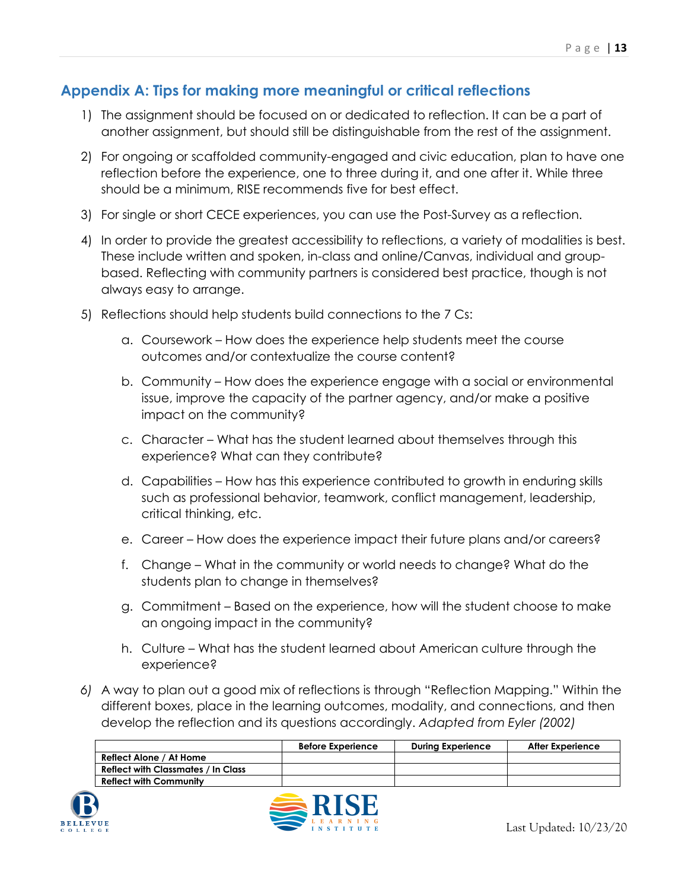## Appendix A: Tips for making more meaningful or critical reflections

1) The assignment should be focused on or dedicated to reflection. It can be a part of another assignment, but should still be distinguishable from the rest of the assignment.
2) For ongoing or scaffolded community-engaged and civic education, plan to have one reflection before the experience, one to three during it, and one after it. While three should be a minimum, RISE recommends five for best effect.
3) For single or short CECE experiences, you can use the Post-Survey as a reflection.
4) In order to provide the greatest accessibility to reflections, a variety of modalities is best. These include written and spoken, in-class and online/Canvas, individual and group-based. Reflecting with community partners is considered best practice, though is not always easy to arrange.
5) Reflections should help students build connections to the 7 Cs:
    a. Coursework – How does the experience help students meet the course outcomes and/or contextualize the course content?
    b. Community – How does the experience engage with a social or environmental issue, improve the capacity of the partner agency, and/or make a positive impact on the community?
    c. Character – What has the student learned about themselves through this experience? What can they contribute?
    d. Capabilities – How has this experience contributed to growth in enduring skills such as professional behavior, teamwork, conflict management, leadership, critical thinking, etc.
    e. Career – How does the experience impact their future plans and/or careers?
    f. Change – What in the community or world needs to change? What do the students plan to change in themselves?
    g. Commitment – Based on the experience, how will the student choose to make an ongoing impact in the community?
    h. Culture – What has the student learned about American culture through the experience?
6) A way to plan out a good mix of reflections is through "Reflection Mapping." Within the different boxes, place in the learning outcomes, modality, and connections, and then develop the reflection and its questions accordingly. *Adapted from Eyler (2002)*

| | Before Experience | During Experience | After Experience |
|---|---|---|---|
| **Reflect Alone / At Home** | | | |
| **Reflect with Classmates / In Class** | | | |
| **Reflect with Community** | | | |

Last Updated: 10/23/20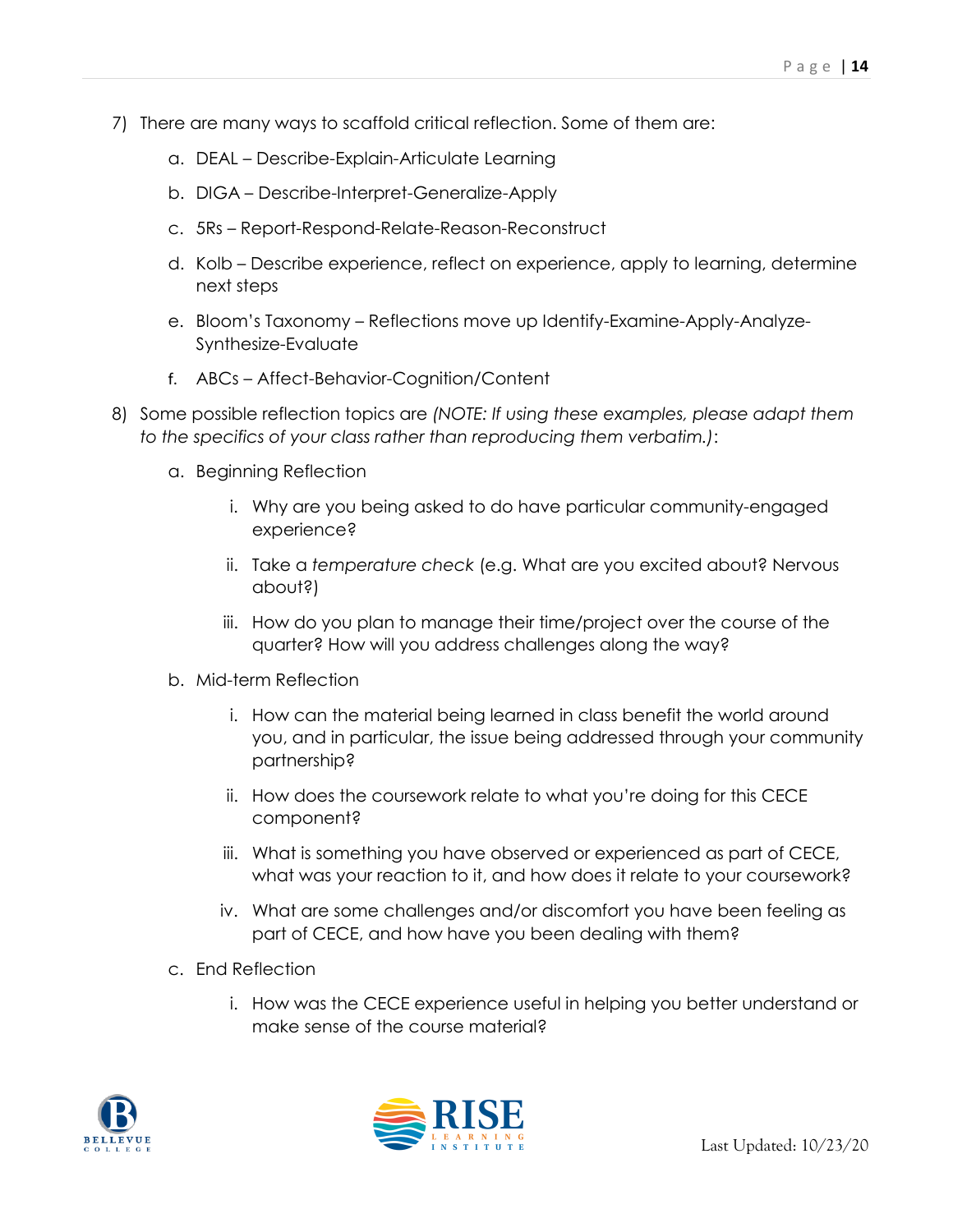7) There are many ways to scaffold critical reflection. Some of them are:

    a. DEAL – Describe-Explain-Articulate Learning

    b. DIGA – Describe-Interpret-Generalize-Apply

    c. 5Rs – Report-Respond-Relate-Reason-Reconstruct

    d. Kolb – Describe experience, reflect on experience, apply to learning, determine next steps

    e. Bloom's Taxonomy – Reflections move up Identify-Examine-Apply-Analyze-Synthesize-Evaluate

    f. ABCs – Affect-Behavior-Cognition/Content

8) Some possible reflection topics are *(NOTE: If using these examples, please adapt them to the specifics of your class rather than reproducing them verbatim.)*:

    a. Beginning Reflection

        i. Why are you being asked to do have particular community-engaged experience?

        ii. Take a *temperature check* (e.g. What are you excited about? Nervous about?)

        iii. How do you plan to manage their time/project over the course of the quarter? How will you address challenges along the way?

    b. Mid-term Reflection

        i. How can the material being learned in class benefit the world around you, and in particular, the issue being addressed through your community partnership?

        ii. How does the coursework relate to what you're doing for this CECE component?

        iii. What is something you have observed or experienced as part of CECE, what was your reaction to it, and how does it relate to your coursework?

        iv. What are some challenges and/or discomfort you have been feeling as part of CECE, and how have you been dealing with them?

    c. End Reflection

        i. How was the CECE experience useful in helping you better understand or make sense of the course material?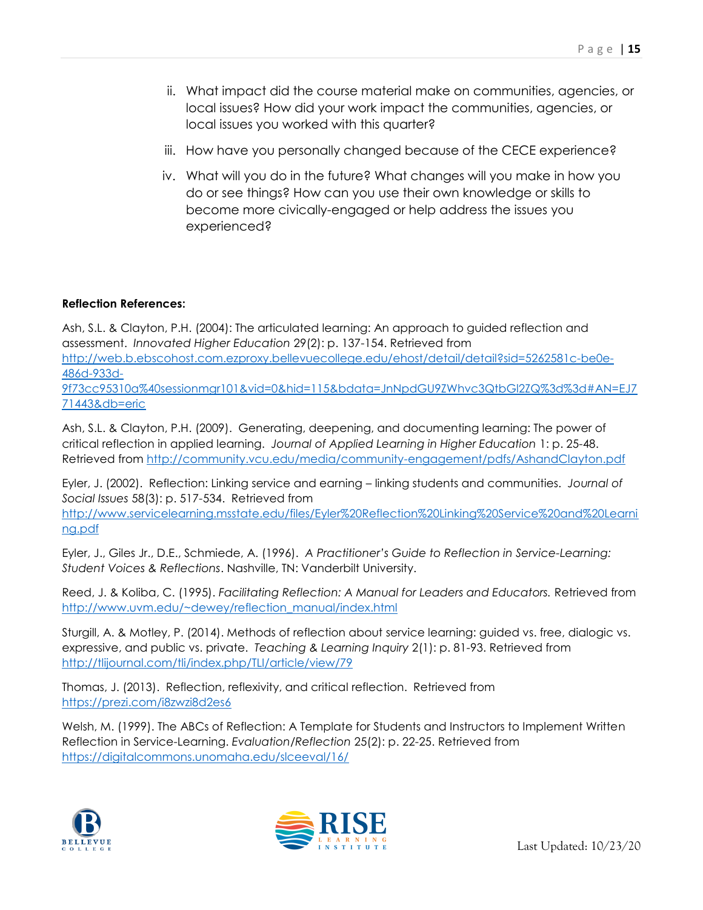ii. What impact did the course material make on communities, agencies, or local issues? How did your work impact the communities, agencies, or local issues you worked with this quarter?

iii. How have you personally changed because of the CECE experience?

iv. What will you do in the future? What changes will you make in how you do or see things? How can you use their own knowledge or skills to become more civically-engaged or help address the issues you experienced?

**Reflection References:**

Ash, S.L. & Clayton, P.H. (2004): The articulated learning: An approach to guided reflection and assessment. *Innovated Higher Education* 29(2): p. 137-154. Retrieved from http://web.b.ebscohost.com.ezproxy.bellevuecollege.edu/ehost/detail/detail?sid=5262581c-be0e-486d-933d-9f73cc95310a%40sessionmgr101&vid=0&hid=115&bdata=JnNpdGU9ZWhvc3QtbGl2ZQ%3d%3d#AN=EJ771443&db=eric

Ash, S.L. & Clayton, P.H. (2009). Generating, deepening, and documenting learning: The power of critical reflection in applied learning. *Journal of Applied Learning in Higher Education* 1: p. 25-48. Retrieved from http://community.vcu.edu/media/community-engagement/pdfs/AshandClayton.pdf

Eyler, J. (2002). Reflection: Linking service and earning – linking students and communities. *Journal of Social Issues* 58(3): p. 517-534. Retrieved from http://www.servicelearning.msstate.edu/files/Eyler%20Reflection%20Linking%20Service%20and%20Learning.pdf

Eyler, J., Giles Jr., D.E., Schmiede, A. (1996). *A Practitioner's Guide to Reflection in Service-Learning: Student Voices & Reflections*. Nashville, TN: Vanderbilt University.

Reed, J. & Koliba, C. (1995). *Facilitating Reflection: A Manual for Leaders and Educators.* Retrieved from http://www.uvm.edu/~dewey/reflection_manual/index.html

Sturgill, A. & Motley, P. (2014). Methods of reflection about service learning: guided vs. free, dialogic vs. expressive, and public vs. private. *Teaching & Learning Inquiry* 2(1): p. 81-93. Retrieved from http://tlijournal.com/tli/index.php/TLI/article/view/79

Thomas, J. (2013). Reflection, reflexivity, and critical reflection. Retrieved from https://prezi.com/i8zwzi8d2es6

Welsh, M. (1999). The ABCs of Reflection: A Template for Students and Instructors to Implement Written Reflection in Service-Learning. *Evaluation/Reflection* 25(2): p. 22-25. Retrieved from https://digitalcommons.unomaha.edu/slceeval/16/

Last Updated: 10/23/20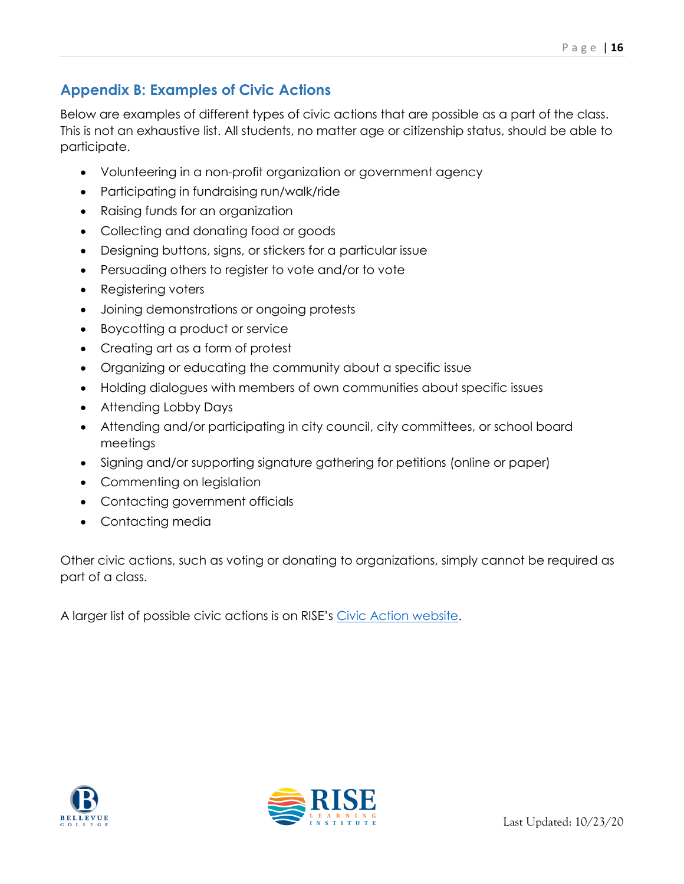## Appendix B: Examples of Civic Actions

Below are examples of different types of civic actions that are possible as a part of the class. This is not an exhaustive list. All students, no matter age or citizenship status, should be able to participate.

- Volunteering in a non-profit organization or government agency
- Participating in fundraising run/walk/ride
- Raising funds for an organization
- Collecting and donating food or goods
- Designing buttons, signs, or stickers for a particular issue
- Persuading others to register to vote and/or to vote
- Registering voters
- Joining demonstrations or ongoing protests
- Boycotting a product or service
- Creating art as a form of protest
- Organizing or educating the community about a specific issue
- Holding dialogues with members of own communities about specific issues
- Attending Lobby Days
- Attending and/or participating in city council, city committees, or school board meetings
- Signing and/or supporting signature gathering for petitions (online or paper)
- Commenting on legislation
- Contacting government officials
- Contacting media

Other civic actions, such as voting or donating to organizations, simply cannot be required as part of a class.

A larger list of possible civic actions is on RISE's [Civic Action website](Civic Action website).

Last Updated: 10/23/20